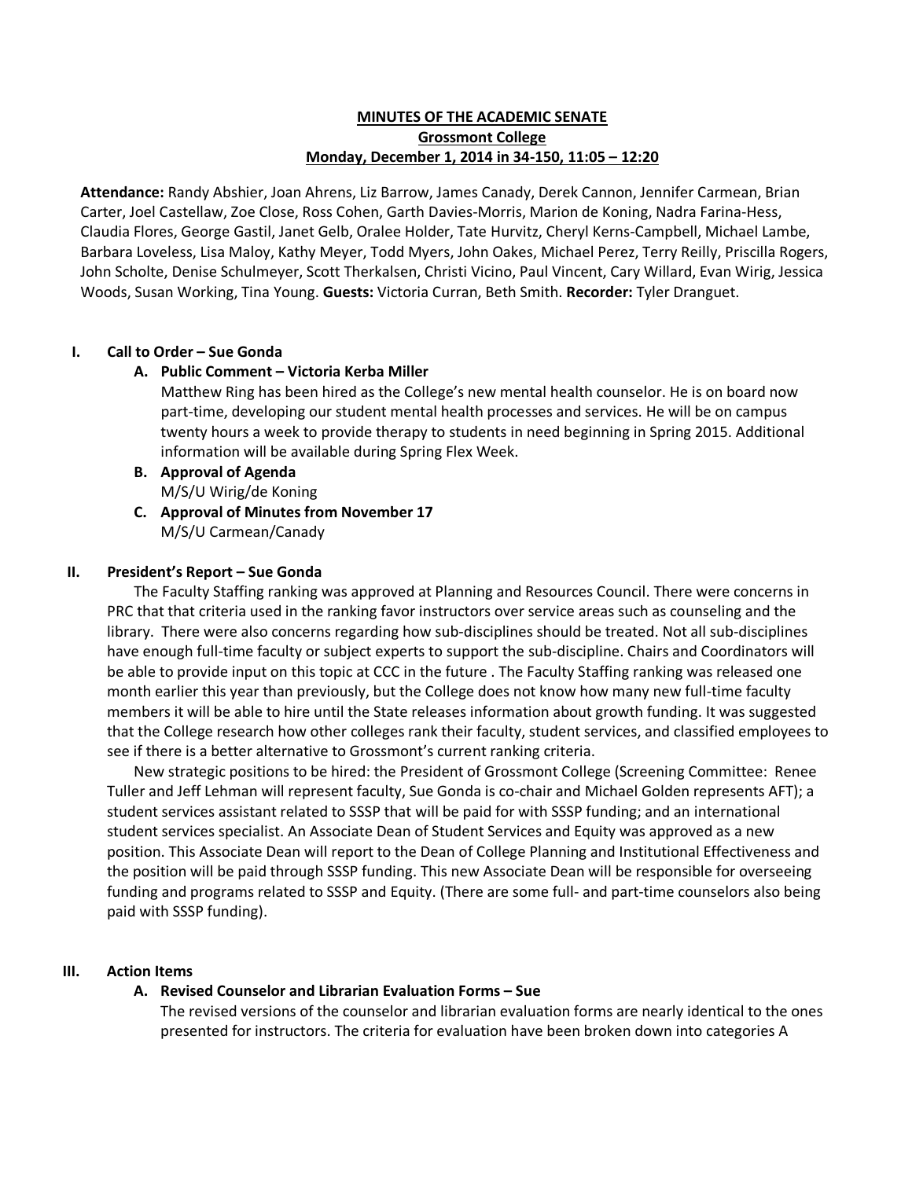**MINUTES OF THE ACADEMIC SENATE**
**Grossmont College**
**Monday, December 1, 2014 in 34-150, 11:05 – 12:20**

**Attendance:** Randy Abshier, Joan Ahrens, Liz Barrow, James Canady, Derek Cannon, Jennifer Carmean, Brian Carter, Joel Castellaw, Zoe Close, Ross Cohen, Garth Davies-Morris, Marion de Koning, Nadra Farina-Hess, Claudia Flores, George Gastil, Janet Gelb, Oralee Holder, Tate Hurvitz, Cheryl Kerns-Campbell, Michael Lambe, Barbara Loveless, Lisa Maloy, Kathy Meyer, Todd Myers, John Oakes, Michael Perez, Terry Reilly, Priscilla Rogers, John Scholte, Denise Schulmeyer, Scott Therkalsen, Christi Vicino, Paul Vincent, Cary Willard, Evan Wirig, Jessica Woods, Susan Working, Tina Young. **Guests:** Victoria Curran, Beth Smith. **Recorder:** Tyler Dranguet.

## I. Call to Order – Sue Gonda

### A. Public Comment – Victoria Kerba Miller

Matthew Ring has been hired as the College's new mental health counselor. He is on board now part-time, developing our student mental health processes and services. He will be on campus twenty hours a week to provide therapy to students in need beginning in Spring 2015. Additional information will be available during Spring Flex Week.

### B. Approval of Agenda

M/S/U Wirig/de Koning

### C. Approval of Minutes from November 17

M/S/U Carmean/Canady

## II. President's Report – Sue Gonda

The Faculty Staffing ranking was approved at Planning and Resources Council. There were concerns in PRC that that criteria used in the ranking favor instructors over service areas such as counseling and the library. There were also concerns regarding how sub-disciplines should be treated. Not all sub-disciplines have enough full-time faculty or subject experts to support the sub-discipline. Chairs and Coordinators will be able to provide input on this topic at CCC in the future . The Faculty Staffing ranking was released one month earlier this year than previously, but the College does not know how many new full-time faculty members it will be able to hire until the State releases information about growth funding. It was suggested that the College research how other colleges rank their faculty, student services, and classified employees to see if there is a better alternative to Grossmont's current ranking criteria.

New strategic positions to be hired: the President of Grossmont College (Screening Committee: Renee Tuller and Jeff Lehman will represent faculty, Sue Gonda is co-chair and Michael Golden represents AFT); a student services assistant related to SSSP that will be paid for with SSSP funding; and an international student services specialist. An Associate Dean of Student Services and Equity was approved as a new position. This Associate Dean will report to the Dean of College Planning and Institutional Effectiveness and the position will be paid through SSSP funding. This new Associate Dean will be responsible for overseeing funding and programs related to SSSP and Equity. (There are some full- and part-time counselors also being paid with SSSP funding).

## III. Action Items

### A. Revised Counselor and Librarian Evaluation Forms – Sue

The revised versions of the counselor and librarian evaluation forms are nearly identical to the ones presented for instructors. The criteria for evaluation have been broken down into categories A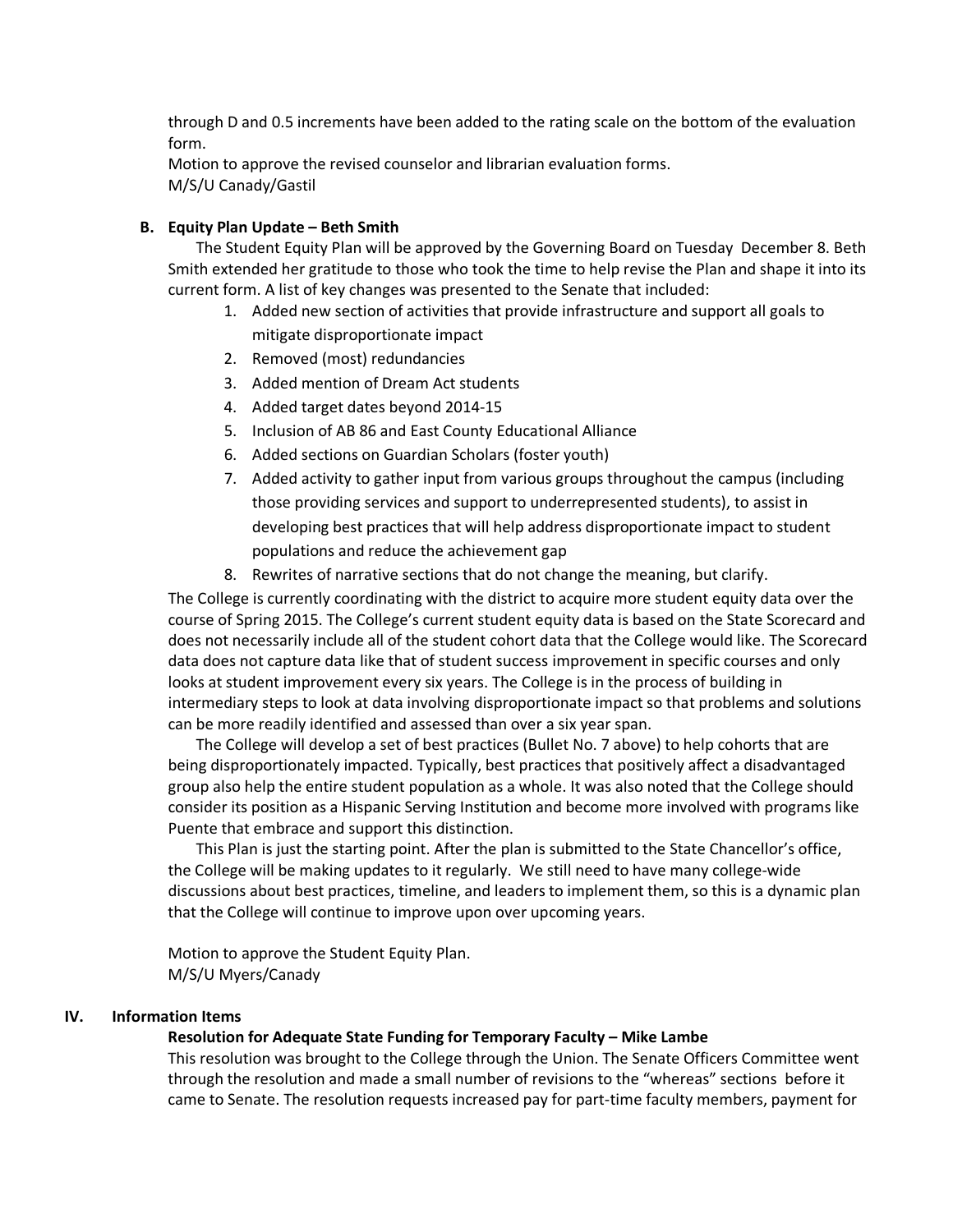through D and 0.5 increments have been added to the rating scale on the bottom of the evaluation form.

Motion to approve the revised counselor and librarian evaluation forms.
M/S/U Canady/Gastil

**B. Equity Plan Update – Beth Smith**

The Student Equity Plan will be approved by the Governing Board on Tuesday December 8. Beth Smith extended her gratitude to those who took the time to help revise the Plan and shape it into its current form. A list of key changes was presented to the Senate that included:

1. Added new section of activities that provide infrastructure and support all goals to mitigate disproportionate impact
2. Removed (most) redundancies
3. Added mention of Dream Act students
4. Added target dates beyond 2014-15
5. Inclusion of AB 86 and East County Educational Alliance
6. Added sections on Guardian Scholars (foster youth)
7. Added activity to gather input from various groups throughout the campus (including those providing services and support to underrepresented students), to assist in developing best practices that will help address disproportionate impact to student populations and reduce the achievement gap
8. Rewrites of narrative sections that do not change the meaning, but clarify.

The College is currently coordinating with the district to acquire more student equity data over the course of Spring 2015. The College's current student equity data is based on the State Scorecard and does not necessarily include all of the student cohort data that the College would like. The Scorecard data does not capture data like that of student success improvement in specific courses and only looks at student improvement every six years. The College is in the process of building in intermediary steps to look at data involving disproportionate impact so that problems and solutions can be more readily identified and assessed than over a six year span.

The College will develop a set of best practices (Bullet No. 7 above) to help cohorts that are being disproportionately impacted. Typically, best practices that positively affect a disadvantaged group also help the entire student population as a whole. It was also noted that the College should consider its position as a Hispanic Serving Institution and become more involved with programs like Puente that embrace and support this distinction.

This Plan is just the starting point. After the plan is submitted to the State Chancellor's office, the College will be making updates to it regularly. We still need to have many college-wide discussions about best practices, timeline, and leaders to implement them, so this is a dynamic plan that the College will continue to improve upon over upcoming years.

Motion to approve the Student Equity Plan.
M/S/U Myers/Canady

## IV. Information Items

**Resolution for Adequate State Funding for Temporary Faculty – Mike Lambe**

This resolution was brought to the College through the Union. The Senate Officers Committee went through the resolution and made a small number of revisions to the "whereas" sections before it came to Senate. The resolution requests increased pay for part-time faculty members, payment for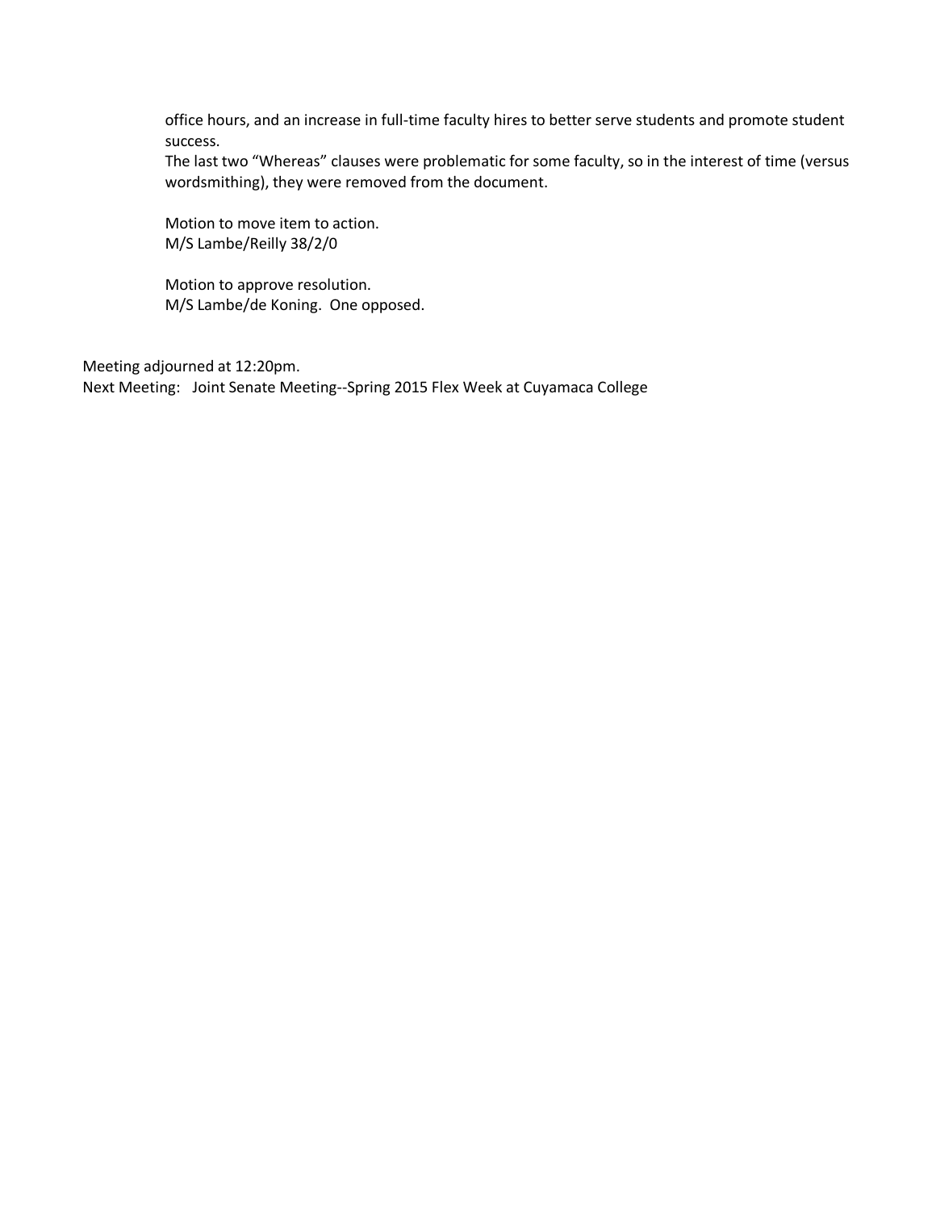office hours, and an increase in full-time faculty hires to better serve students and promote student success.

The last two "Whereas" clauses were problematic for some faculty, so in the interest of time (versus wordsmithing), they were removed from the document.

Motion to move item to action.
M/S Lambe/Reilly 38/2/0

Motion to approve resolution.
M/S Lambe/de Koning. One opposed.

Meeting adjourned at 12:20pm.
Next Meeting: Joint Senate Meeting--Spring 2015 Flex Week at Cuyamaca College